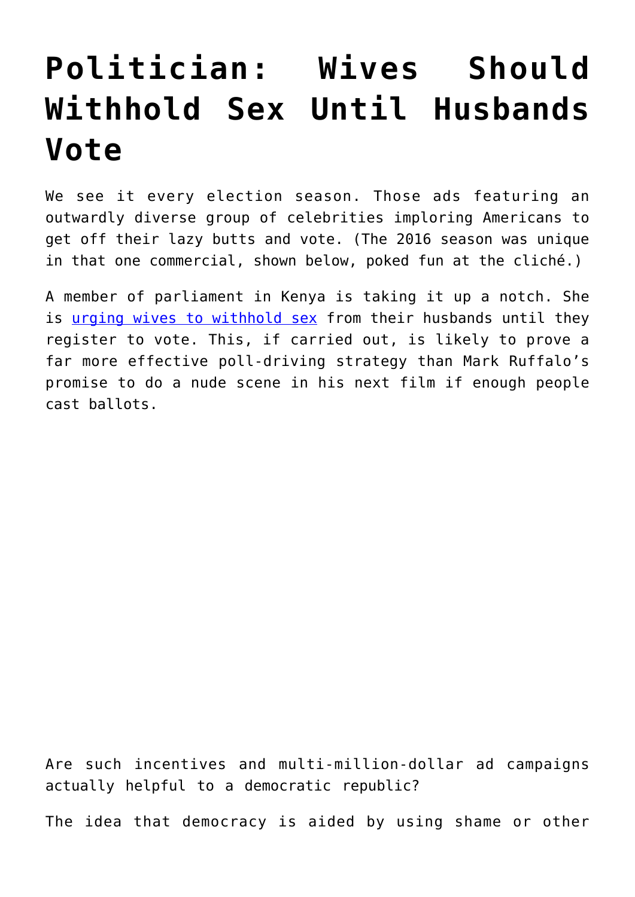# Politician: Wives Should Withhold Sex Until Husbands Vote

We see it every election season. Those ads featuring an outwardly diverse group of celebrities imploring Americans to get off their lazy butts and vote. (The 2016 season was unique in that one commercial, shown below, poked fun at the cliché.)

A member of parliament in Kenya is taking it up a notch. She is [urging wives to withhold sex] from their husbands until they register to vote. This, if carried out, is likely to prove a far more effective poll-driving strategy than Mark Ruffalo's promise to do a nude scene in his next film if enough people cast ballots.

Are such incentives and multi-million-dollar ad campaigns actually helpful to a democratic republic?

The idea that democracy is aided by using shame or other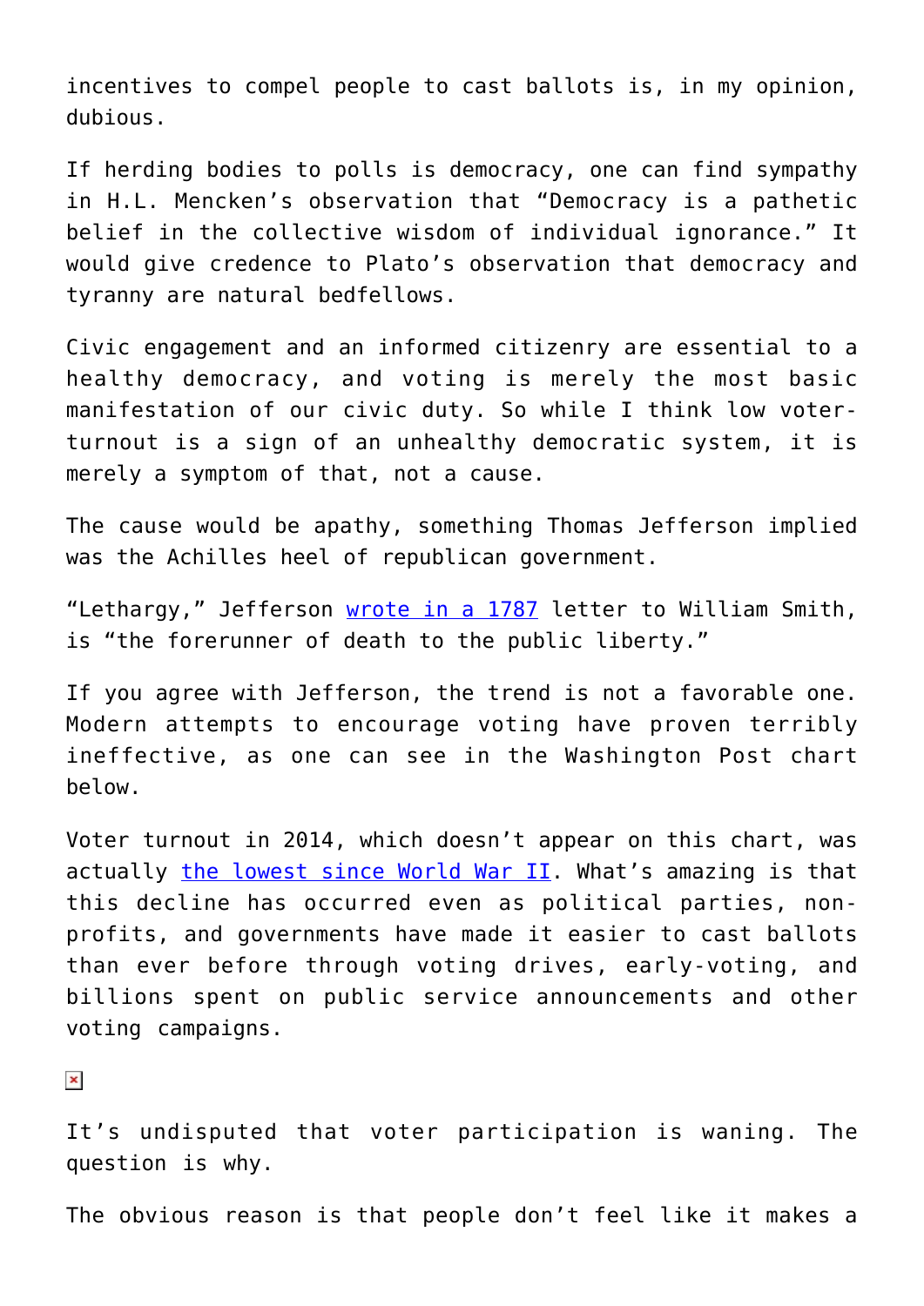incentives to compel people to cast ballots is, in my opinion, dubious.

If herding bodies to polls is democracy, one can find sympathy in H.L. Mencken's observation that "Democracy is a pathetic belief in the collective wisdom of individual ignorance." It would give credence to Plato's observation that democracy and tyranny are natural bedfellows.

Civic engagement and an informed citizenry are essential to a healthy democracy, and voting is merely the most basic manifestation of our civic duty. So while I think low voter-turnout is a sign of an unhealthy democratic system, it is merely a symptom of that, not a cause.

The cause would be apathy, something Thomas Jefferson implied was the Achilles heel of republican government.

"Lethargy," Jefferson wrote in a 1787 letter to William Smith, is "the forerunner of death to the public liberty."

If you agree with Jefferson, the trend is not a favorable one. Modern attempts to encourage voting have proven terribly ineffective, as one can see in the Washington Post chart below.

Voter turnout in 2014, which doesn't appear on this chart, was actually the lowest since World War II. What's amazing is that this decline has occurred even as political parties, non-profits, and governments have made it easier to cast ballots than ever before through voting drives, early-voting, and billions spent on public service announcements and other voting campaigns.

It's undisputed that voter participation is waning. The question is why.

The obvious reason is that people don't feel like it makes a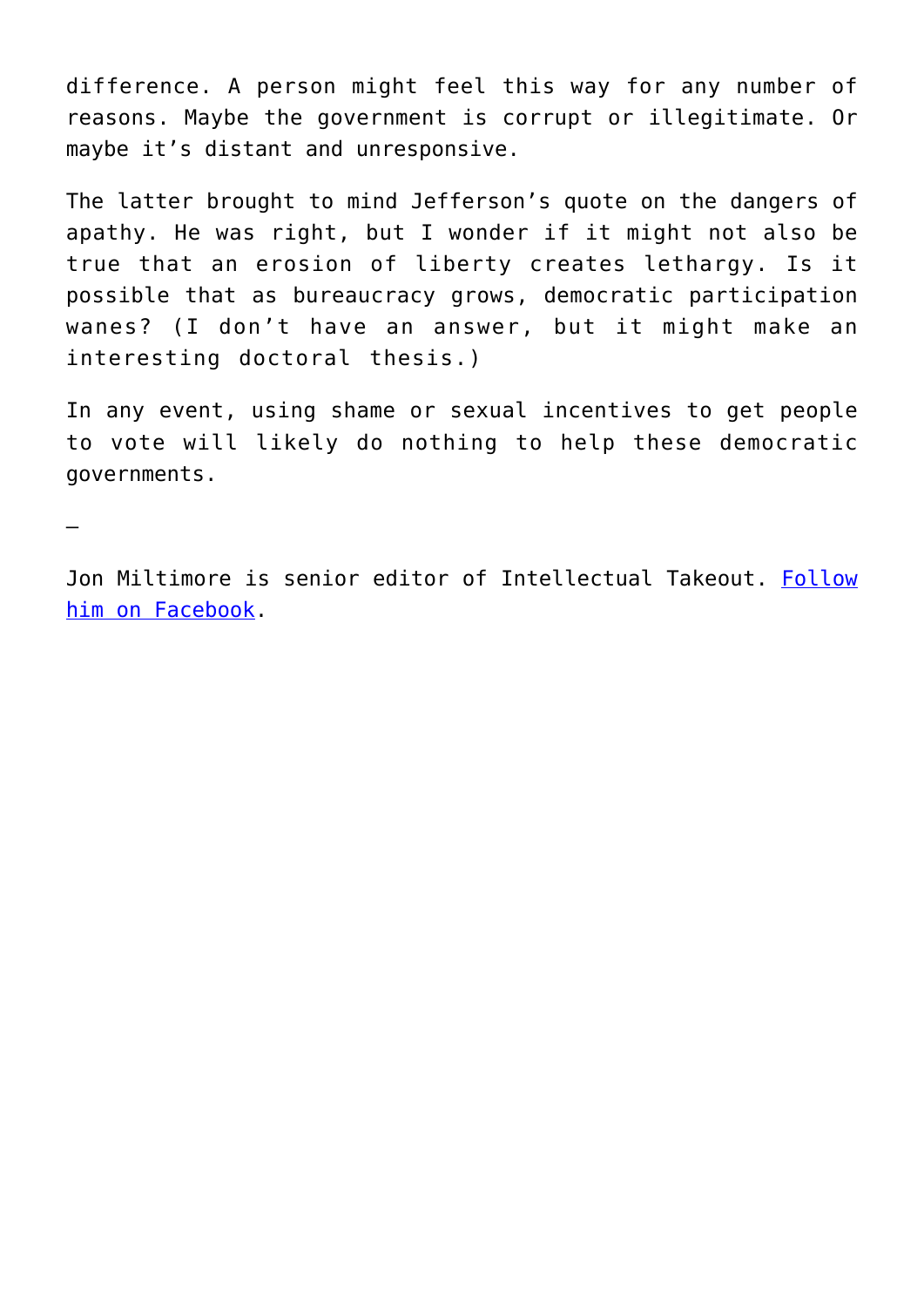difference. A person might feel this way for any number of reasons. Maybe the government is corrupt or illegitimate. Or maybe it's distant and unresponsive.

The latter brought to mind Jefferson's quote on the dangers of apathy. He was right, but I wonder if it might not also be true that an erosion of liberty creates lethargy. Is it possible that as bureaucracy grows, democratic participation wanes? (I don't have an answer, but it might make an interesting doctoral thesis.)

In any event, using shame or sexual incentives to get people to vote will likely do nothing to help these democratic governments.

—

Jon Miltimore is senior editor of Intellectual Takeout. Follow him on Facebook.